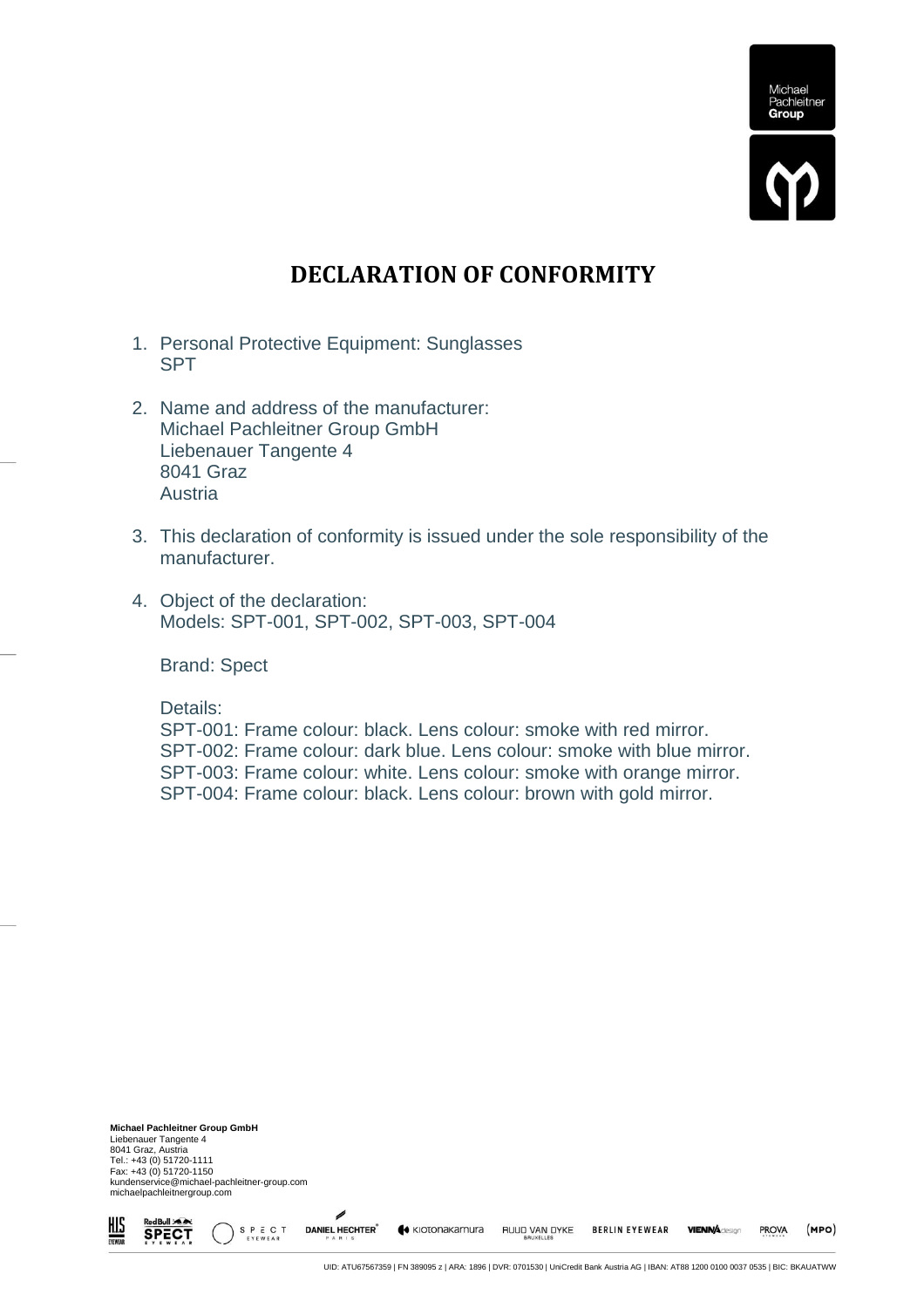# DECLARATION OF CONFORMITY

1. Personal Protective Equipment: Sunglasses
   SPT

2. Name and address of the manufacturer:
   Michael Pachleitner Group GmbH
   Liebenauer Tangente 4
   8041 Graz
   Austria

3. This declaration of conformity is issued under the sole responsibility of the manufacturer.

4. Object of the declaration:
   Models: SPT-001, SPT-002, SPT-003, SPT-004

   Brand: Spect

   Details:
   SPT-001: Frame colour: black. Lens colour: smoke with red mirror.
   SPT-002: Frame colour: dark blue. Lens colour: smoke with blue mirror.
   SPT-003: Frame colour: white. Lens colour: smoke with orange mirror.
   SPT-004: Frame colour: black. Lens colour: brown with gold mirror.

**Michael Pachleitner Group GmbH**
Liebenauer Tangente 4
8041 Graz, Austria
Tel.: +43 (0) 51720-1111
Fax: +43 (0) 51720-1150
kundenservice@michael-pachleitner-group.com
michaelpachleitnergroup.com

UID: ATU67567359 | FN 389095 z | ARA: 1896 | DVR: 0701530 | UniCredit Bank Austria AG | IBAN: AT88 1200 0100 0037 0535 | BIC: BKAUATWW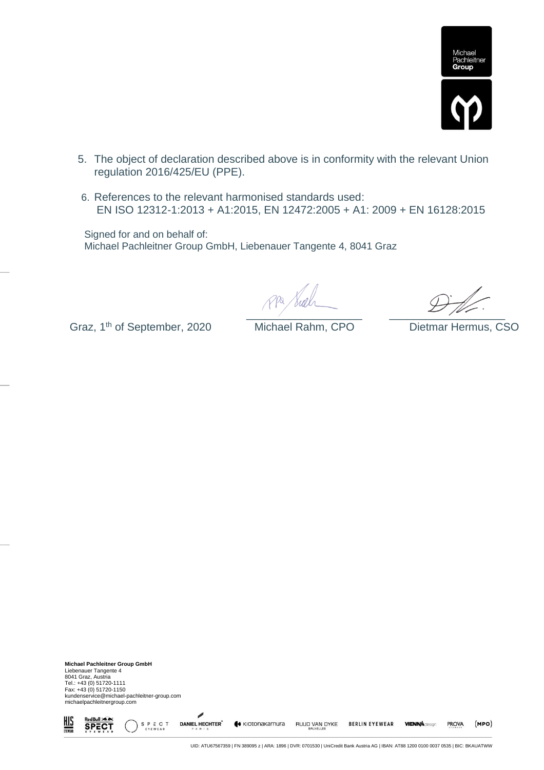5. The object of declaration described above is in conformity with the relevant Union regulation 2016/425/EU (PPE).

6. References to the relevant harmonised standards used:
   EN ISO 12312-1:2013 + A1:2015, EN 12472:2005 + A1: 2009 + EN 16128:2015

Signed for and on behalf of:
Michael Pachleitner Group GmbH, Liebenauer Tangente 4, 8041 Graz

Graz, 1th of September, 2020 &nbsp;&nbsp;&nbsp; Michael Rahm, CPO &nbsp;&nbsp;&nbsp; Dietmar Hermus, CSO

**Michael Pachleitner Group GmbH**
Liebenauer Tangente 4
8041 Graz, Austria
Tel.: +43 (0) 51720-1111
Fax: +43 (0) 51720-1150
kundenservice@michael-pachleitner-group.com
michaelpachleitnergroup.com

UID: ATU67567359 | FN 389095 z | ARA: 1896 | DVR: 0701530 | UniCredit Bank Austria AG | IBAN: AT88 1200 0100 0037 0535 | BIC: BKAUATWW